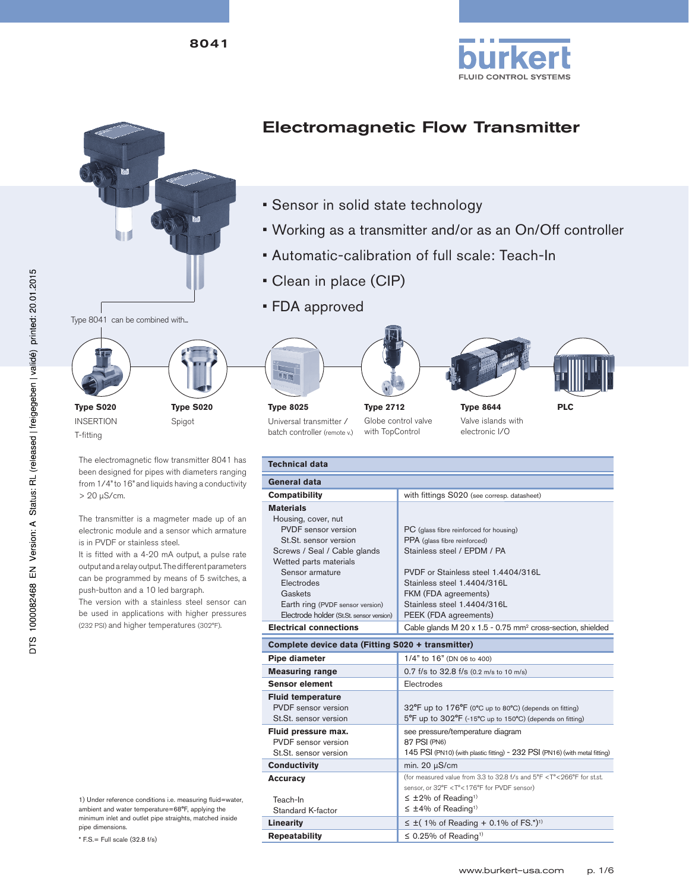8041

bürkert
FLUID CONTROL SYSTEMS

# Electromagnetic Flow Transmitter

- Sensor in solid state technology
- Working as a transmitter and/or as an On/Off controller
- Automatic-calibration of full scale: Teach-In
- Clean in place (CIP)
- FDA approved

Type 8041 can be combined with...

**Type S020**
INSERTION
T-fitting

**Type S020**
Spigot

**Type 8025**
Universal transmitter / batch controller (remote v.)

**Type 2712**
Globe control valve with TopControl

**Type 8644**
Valve islands with electronic I/O

**PLC**

The electromagnetic flow transmitter 8041 has been designed for pipes with diameters ranging from 1/4" to 16" and liquids having a conductivity > 20 µS/cm.

The transmitter is a magmeter made up of an electronic module and a sensor which armature is in PVDF or stainless steel.
It is fitted with a 4-20 mA output, a pulse rate output and a relay output. The different parameters can be programmed by means of 5 switches, a push-button and a 10 led bargraph.
The version with a stainless steel sensor can be used in applications with higher pressures (232 PSI) and higher temperatures (302°F).

| Technical data | |
|---|---|
| **General data** | |
| **Compatibility** | with fittings S020 (see corresp. datasheet) |
| **Materials** | |
| Housing, cover, nut | |
| PVDF sensor version | PC (glass fibre reinforced for housing) |
| St.St. sensor version | PPA (glass fibre reinforced) |
| Screws / Seal / Cable glands | Stainless steel / EPDM / PA |
| Wetted parts materials | |
| Sensor armature | PVDF or Stainless steel 1.4404/316L |
| Electrodes | Stainless steel 1.4404/316L |
| Gaskets | FKM (FDA agreements) |
| Earth ring (PVDF sensor version) | Stainless steel 1.4404/316L |
| Electrode holder (St.St. sensor version) | PEEK (FDA agreements) |
| **Electrical connections** | Cable glands M 20 x 1.5 - 0.75 mm² cross-section, shielded |
| **Complete device data (Fitting S020 + transmitter)** | |
| **Pipe diameter** | 1/4" to 16" (DN 06 to 400) |
| **Measuring range** | 0.7 f/s to 32.8 f/s (0.2 m/s to 10 m/s) |
| **Sensor element** | Electrodes |
| **Fluid temperature** | |
| PVDF sensor version | 32°F up to 176°F (0°C up to 80°C) (depends on fitting) |
| St.St. sensor version | 5°F up to 302°F (-15°C up to 150°C) (depends on fitting) |
| **Fluid pressure max.** | see pressure/temperature diagram |
| PVDF sensor version | 87 PSI (PN6) |
| St.St. sensor version | 145 PSI (PN10) (with plastic fitting) - 232 PSI (PN16) (with metal fitting) |
| **Conductivity** | min. 20 µS/cm |
| **Accuracy** | (for measured value from 3.3 to 32.8 f/s and 5°F <T°<266°F for st.st. sensor, or 32°F <T°<176°F for PVDF sensor) |
| Teach-In | ≤ ±2% of Reading[1] |
| Standard K-factor | ≤ ±4% of Reading[1] |
| **Linearity** | ≤ ±( 1% of Reading + 0.1% of FS.*)[1] |
| **Repeatability** | ≤ 0.25% of Reading[1] |

1) Under reference conditions i.e. measuring fluid=water, ambient and water temperature=68°F, applying the minimum inlet and outlet pipe straights, matched inside pipe dimensions.

\* F.S.= Full scale (32.8 f/s)

www.burkert-usa.com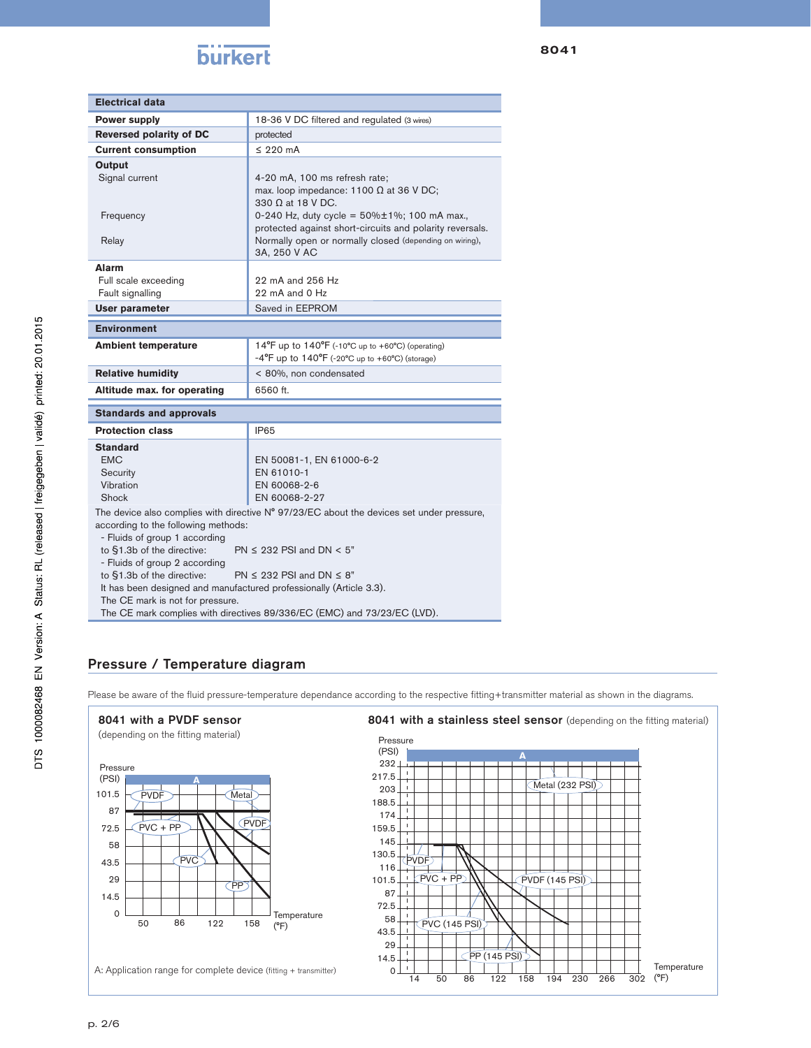| Electrical data | |
|---|---|
| **Power supply** | 18-36 V DC filtered and regulated (3 wires) |
| **Reversed polarity of DC** | protected |
| **Current consumption** | ≤ 220 mA |
| **Output**<br>Signal current<br><br><br>Frequency<br><br>Relay | <br>4-20 mA, 100 ms refresh rate;<br>max. loop impedance: 1100 Ω at 36 V DC;<br>330 Ω at 18 V DC.<br>0-240 Hz, duty cycle = 50%±1%; 100 mA max.,<br>protected against short-circuits and polarity reversals.<br>Normally open or normally closed (depending on wiring),<br>3A, 250 V AC |
| **Alarm**<br>Full scale exceeding<br>Fault signalling | <br>22 mA and 256 Hz<br>22 mA and 0 Hz |
| **User parameter** | Saved in EEPROM |

| Environment | |
|---|---|
| **Ambient temperature** | 14°F up to 140°F (-10°C up to +60°C) (operating)<br>-4°F up to 140°F (-20°C up to +60°C) (storage) |
| **Relative humidity** | < 80%, non condensated |
| **Altitude max. for operating** | 6560 ft. |

| Standards and approvals | |
|---|---|
| **Protection class** | IP65 |
| **Standard**<br>EMC<br>Security<br>Vibration<br>Shock | <br>EN 50081-1, EN 61000-6-2<br>EN 61010-1<br>EN 60068-2-6<br>EN 60068-2-27 |

The device also complies with directive N° 97/23/EC about the devices set under pressure, according to the following methods:

- Fluids of group 1 according to §1.3b of the directive: PN ≤ 232 PSI and DN < 5"
- Fluids of group 2 according to §1.3b of the directive: PN ≤ 232 PSI and DN ≤ 8"

It has been designed and manufactured professionally (Article 3.3).
The CE mark is not for pressure.
The CE mark complies with directives 89/336/EC (EMC) and 73/23/EC (LVD).

## Pressure / Temperature diagram

Please be aware of the fluid pressure-temperature dependance according to the respective fitting+transmitter material as shown in the diagrams.

**8041 with a PVDF sensor**
(depending on the fitting material)

Pressure (PSI)
101.5
87
72.5
58
43.5
29
14.5
0
A
PVDF
Metal
PVC + PP
PVDF
PVC
PP
50
86
122
158
Temperature (°F)

A: Application range for complete device (fitting + transmitter)

**8041 with a stainless steel sensor** (depending on the fitting material)

Pressure (PSI)
232
217.5
203
188.5
174
159.5
145
130.5
116
101.5
87
72.5
58
43.5
29
14.5
0
A
Metal (232 PSI)
PVDF
PVC + PP
PVDF (145 PSI)
PVC (145 PSI)
PP (145 PSI)
14
50
86
122
158
194
230
266
302
Temperature (°F)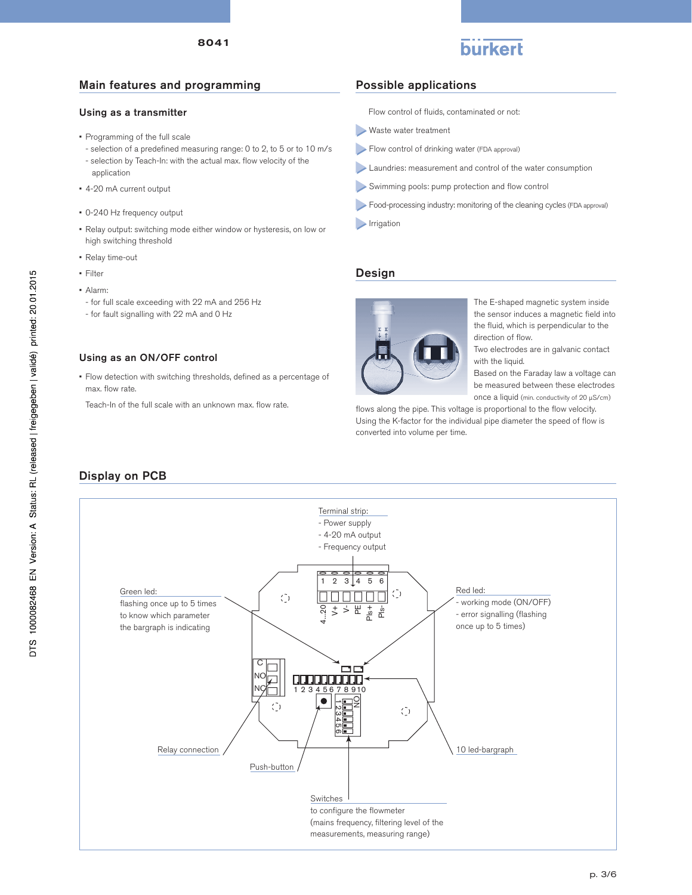## Main features and programming

### Using as a transmitter

- Programming of the full scale
  - selection of a predefined measuring range: 0 to 2, to 5 or to 10 m/s
  - selection by Teach-In: with the actual max. flow velocity of the application
- 4-20 mA current output
- 0-240 Hz frequency output
- Relay output: switching mode either window or hysteresis, on low or high switching threshold
- Relay time-out
- Filter
- Alarm:
  - for full scale exceeding with 22 mA and 256 Hz
  - for fault signalling with 22 mA and 0 Hz

### Using as an ON/OFF control

- Flow detection with switching thresholds, defined as a percentage of max. flow rate.

  Teach-In of the full scale with an unknown max. flow rate.

## Possible applications

Flow control of fluids, contaminated or not:

- Waste water treatment
- Flow control of drinking water (FDA approval)
- Laundries: measurement and control of the water consumption
- Swimming pools: pump protection and flow control
- Food-processing industry: monitoring of the cleaning cycles (FDA approval)
- Irrigation

## Design

The E-shaped magnetic system inside the sensor induces a magnetic field into the fluid, which is perpendicular to the direction of flow.
Two electrodes are in galvanic contact with the liquid.
Based on the Faraday law a voltage can be measured between these electrodes once a liquid (min. conductivity of 20 µS/cm) flows along the pipe. This voltage is proportional to the flow velocity.
Using the K-factor for the individual pipe diameter the speed of flow is converted into volume per time.

## Display on PCB

Terminal strip:
- Power supply
- 4-20 mA output
- Frequency output

1 2 3 4 5 6

4...20 V+ V- PE Pls+ Pls-

Green led:
flashing once up to 5 times to know which parameter the bargraph is indicating

Red led:
- working mode (ON/OFF)
- error signalling (flashing once up to 5 times)

C NO NC

1 2 3 4 5 6 7 8 9 10

ON 1 2 3 4 5 6

Relay connection

Push-button

10 led-bargraph

Switches
to configure the flowmeter (mains frequency, filtering level of the measurements, measuring range)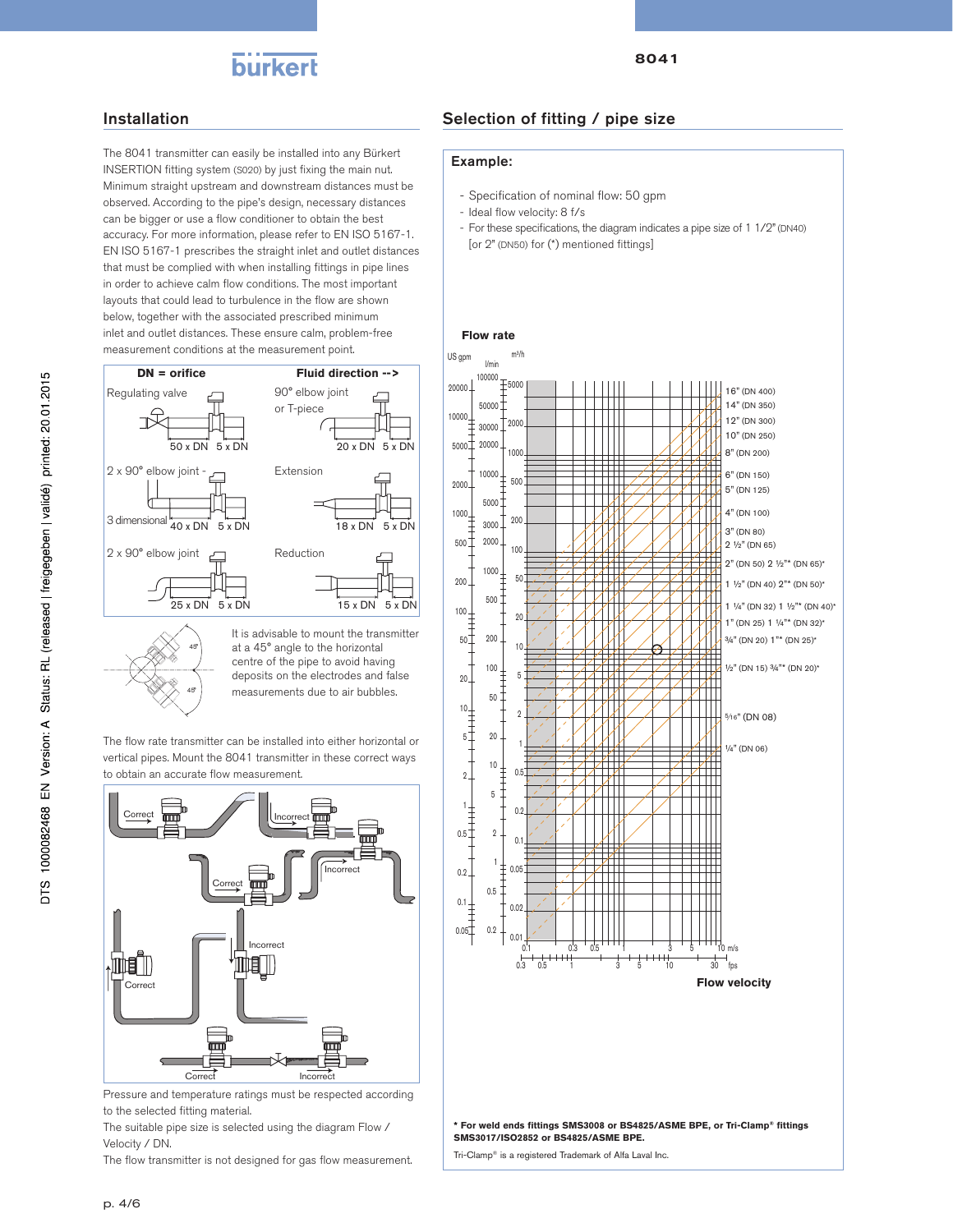## Installation

The 8041 transmitter can easily be installed into any Bürkert INSERTION fitting system (S020) by just fixing the main nut. Minimum straight upstream and downstream distances must be observed. According to the pipe's design, necessary distances can be bigger or use a flow conditioner to obtain the best accuracy. For more information, please refer to EN ISO 5167-1. EN ISO 5167-1 prescribes the straight inlet and outlet distances that must be complied with when installing fittings in pipe lines in order to achieve calm flow conditions. The most important layouts that could lead to turbulence in the flow are shown below, together with the associated prescribed minimum inlet and outlet distances. These ensure calm, problem-free measurement conditions at the measurement point.

DN = orifice

Fluid direction -->

Regulating valve
50 x DN 5 x DN

90° elbow joint or T-piece
20 x DN 5 x DN

2 x 90° elbow joint - 3 dimensional
40 x DN 5 x DN

Extension
18 x DN 5 x DN

2 x 90° elbow joint
25 x DN 5 x DN

Reduction
15 x DN 5 x DN

45°
45°

It is advisable to mount the transmitter at a 45° angle to the horizontal centre of the pipe to avoid having deposits on the electrodes and false measurements due to air bubbles.

The flow rate transmitter can be installed into either horizontal or vertical pipes. Mount the 8041 transmitter in these correct ways to obtain an accurate flow measurement.

Correct
Incorrect
Correct
Incorrect
Correct
Incorrect
Correct
Incorrect

Pressure and temperature ratings must be respected according to the selected fitting material.

The suitable pipe size is selected using the diagram Flow / Velocity / DN.

The flow transmitter is not designed for gas flow measurement.

## Selection of fitting / pipe size

**Example:**

- Specification of nominal flow: 50 gpm
- Ideal flow velocity: 8 f/s
- For these specifications, the diagram indicates a pipe size of 1 1/2" (DN40) [or 2" (DN50) for (*) mentioned fittings]

**Flow rate**

US gpm
l/min
m³/h

US gpm: 20000, 10000, 5000, 2000, 1000, 500, 200, 100, 50, 20, 10, 5, 2, 1, 0.5, 0.2, 0.1, 0.05
l/min: 100000, 50000, 30000, 20000, 10000, 5000, 3000, 2000, 1000, 500, 200, 100, 50, 20, 10, 5, 2, 1, 0.5, 0.2
m³/h: 5000, 2000, 1000, 500, 200, 100, 50, 20, 10, 5, 2, 1, 0.5, 0.2, 0.1, 0.05, 0.02, 0.01

16" (DN 400)
14" (DN 350)
12" (DN 300)
10" (DN 250)
8" (DN 200)
6" (DN 150)
5" (DN 125)
4" (DN 100)
3" (DN 80)
2 ½" (DN 65)
2" (DN 50) 2 ½"* (DN 65)*
1 ½" (DN 40) 2"* (DN 50)*
1 ¼" (DN 32) 1 ½"* (DN 40)*
1" (DN 25) 1 ¼"* (DN 32)*
¾" (DN 20) 1"* (DN 25)*
½" (DN 15) ¾"* (DN 20)*
5/16" (DN 08)
¼" (DN 06)

0.1 0.3 0.5 1 3 5 10 m/s
0.3 0.5 1 3 5 10 30 fps

**Flow velocity**

**\* For weld ends fittings SMS3008 or BS4825/ASME BPE, or Tri-Clamp® fittings SMS3017/ISO2852 or BS4825/ASME BPE.**

Tri-Clamp® is a registered Trademark of Alfa Laval Inc.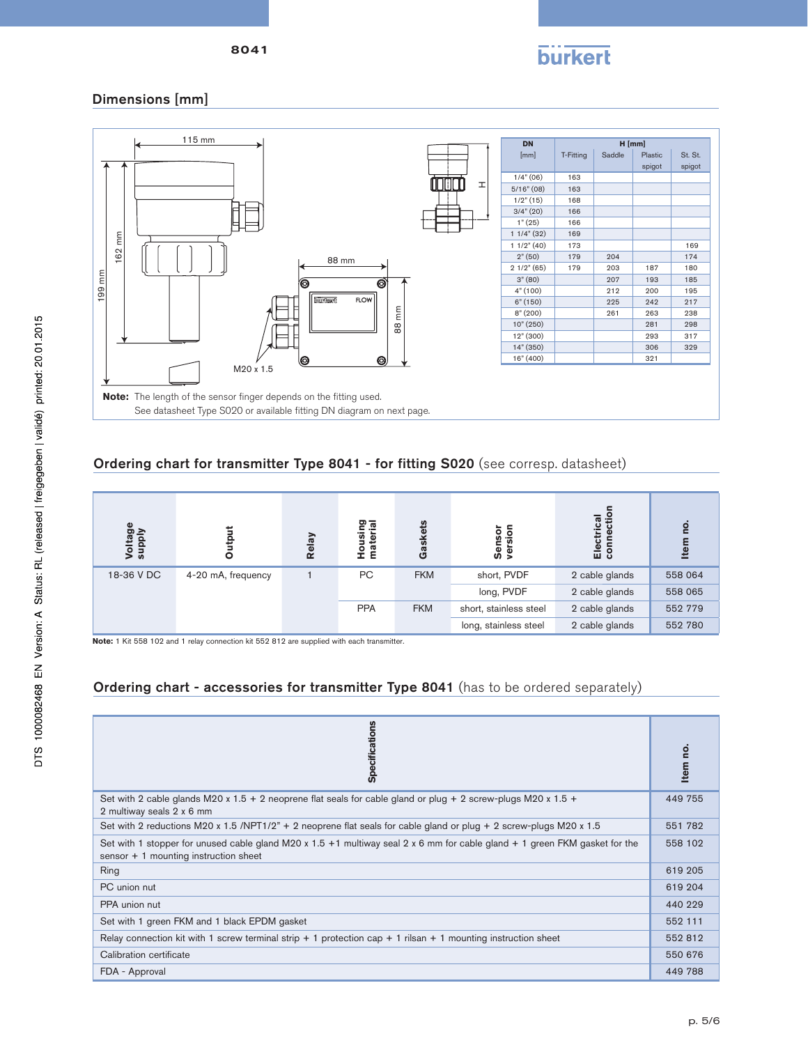## Dimensions [mm]

115 mm

162 mm

199 mm

88 mm

88 mm

M20 x 1.5

H

| DN [mm] | H [mm] T-Fitting | Saddle | Plastic spigot | St. St. spigot |
|---|---|---|---|---|
| 1/4" (06) | 163 | | | |
| 5/16" (08) | 163 | | | |
| 1/2" (15) | 168 | | | |
| 3/4" (20) | 166 | | | |
| 1" (25) | 166 | | | |
| 1 1/4" (32) | 169 | | | |
| 1 1/2" (40) | 173 | | | 169 |
| 2" (50) | 179 | 204 | | 174 |
| 2 1/2" (65) | 179 | 203 | 187 | 180 |
| 3" (80) | | 207 | 193 | 185 |
| 4" (100) | | 212 | 200 | 195 |
| 6" (150) | | 225 | 242 | 217 |
| 8" (200) | | 261 | 263 | 238 |
| 10" (250) | | | 281 | 298 |
| 12" (300) | | | 293 | 317 |
| 14" (350) | | | 306 | 329 |
| 16" (400) | | | 321 | |

**Note:** The length of the sensor finger depends on the fitting used.
See datasheet Type S020 or available fitting DN diagram on next page.

## Ordering chart for transmitter Type 8041 - for fitting S020 (see corresp. datasheet)

| Voltage supply | Output | Relay | Housing material | Gaskets | Sensor version | Electrical connection | Item no. |
|---|---|---|---|---|---|---|---|
| 18-36 V DC | 4-20 mA, frequency | 1 | PC | FKM | short, PVDF | 2 cable glands | 558 064 |
| | | | | | long, PVDF | 2 cable glands | 558 065 |
| | | | PPA | FKM | short, stainless steel | 2 cable glands | 552 779 |
| | | | | | long, stainless steel | 2 cable glands | 552 780 |

**Note:** 1 Kit 558 102 and 1 relay connection kit 552 812 are supplied with each transmitter.

## Ordering chart - accessories for transmitter Type 8041 (has to be ordered separately)

| Specifications | Item no. |
|---|---|
| Set with 2 cable glands M20 x 1.5 + 2 neoprene flat seals for cable gland or plug + 2 screw-plugs M20 x 1.5 + 2 multiway seals 2 x 6 mm | 449 755 |
| Set with 2 reductions M20 x 1.5 /NPT1/2" + 2 neoprene flat seals for cable gland or plug + 2 screw-plugs M20 x 1.5 | 551 782 |
| Set with 1 stopper for unused cable gland M20 x 1.5 +1 multiway seal 2 x 6 mm for cable gland + 1 green FKM gasket for the sensor + 1 mounting instruction sheet | 558 102 |
| Ring | 619 205 |
| PC union nut | 619 204 |
| PPA union nut | 440 229 |
| Set with 1 green FKM and 1 black EPDM gasket | 552 111 |
| Relay connection kit with 1 screw terminal strip + 1 protection cap + 1 rilsan + 1 mounting instruction sheet | 552 812 |
| Calibration certificate | 550 676 |
| FDA - Approval | 449 788 |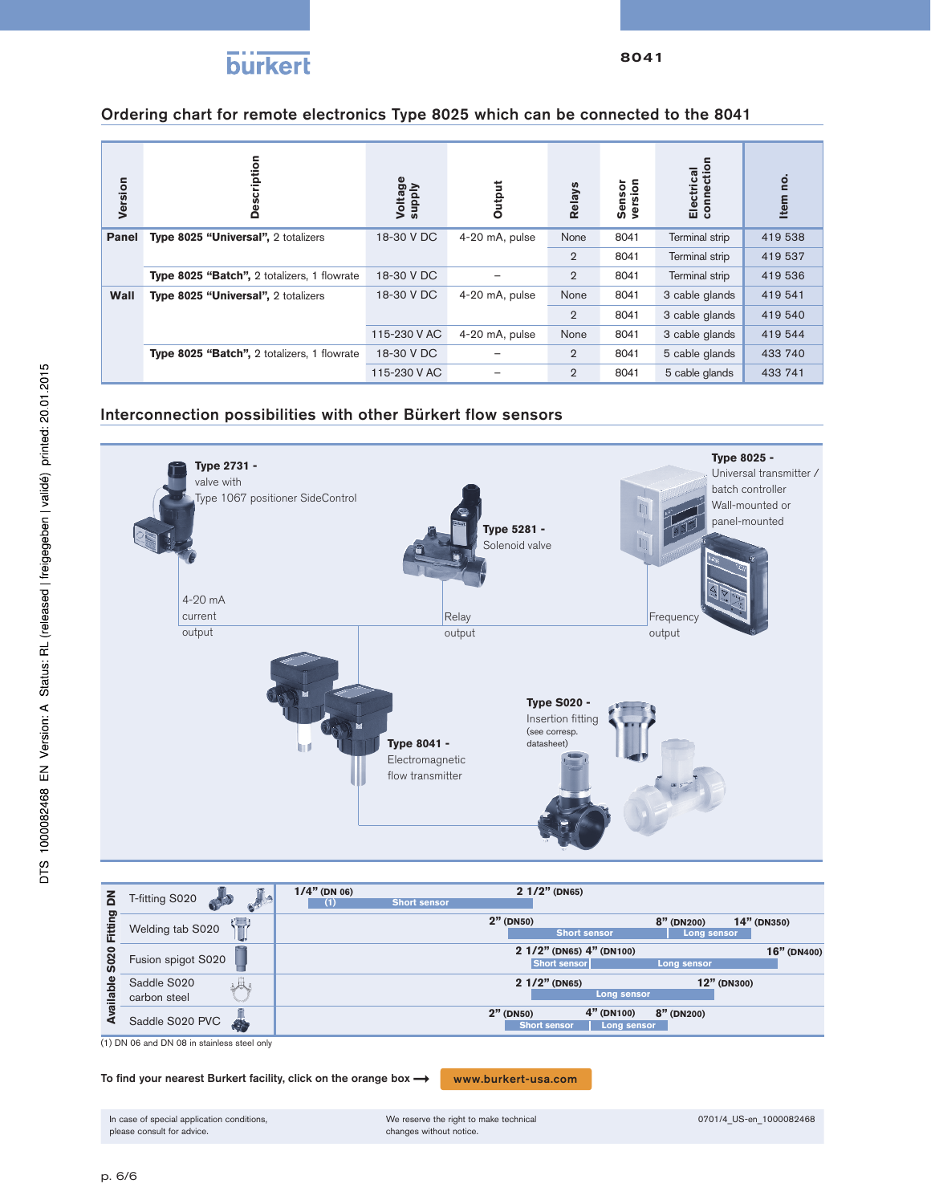## Ordering chart for remote electronics Type 8025 which can be connected to the 8041

| Version | Description | Voltage supply | Output | Relays | Sensor version | Electrical connection | Item no. |
|---|---|---|---|---|---|---|---|
| **Panel** | **Type 8025 "Universal",** 2 totalizers | 18-30 V DC | 4-20 mA, pulse | None | 8041 | Terminal strip | 419 538 |
| | | | | 2 | 8041 | Terminal strip | 419 537 |
| | **Type 8025 "Batch",** 2 totalizers, 1 flowrate | 18-30 V DC | – | 2 | 8041 | Terminal strip | 419 536 |
| **Wall** | **Type 8025 "Universal",** 2 totalizers | 18-30 V DC | 4-20 mA, pulse | None | 8041 | 3 cable glands | 419 541 |
| | | | | 2 | 8041 | 3 cable glands | 419 540 |
| | | 115-230 V AC | 4-20 mA, pulse | None | 8041 | 3 cable glands | 419 544 |
| | **Type 8025 "Batch",** 2 totalizers, 1 flowrate | 18-30 V DC | – | 2 | 8041 | 5 cable glands | 433 740 |
| | | 115-230 V AC | – | 2 | 8041 | 5 cable glands | 433 741 |

## Interconnection possibilities with other Bürkert flow sensors

**Type 2731 -** valve with Type 1067 positioner SideControl

**Type 5281 -** Solenoid valve

**Type 8025 -** Universal transmitter / batch controller Wall-mounted or panel-mounted

4-20 mA current output

Relay output

Frequency output

**Type S020 -** Insertion fitting (see corresp. datasheet)

**Type 8041 -** Electromagnetic flow transmitter

Available S020 Fitting DN

T-fitting S020: **1/4"** (DN 06) (1) Short sensor **2 1/2"** (DN65)

Welding tab S020: **2"** (DN50) Short sensor **8"** (DN200) Long sensor **14"** (DN350)

Fusion spigot S020: **2 1/2"** (DN65) Short sensor **4"** (DN100) Long sensor **16"** (DN400)

Saddle S020 carbon steel: **2 1/2"** (DN65) Long sensor **12"** (DN300)

Saddle S020 PVC: **2"** (DN50) Short sensor **4"** (DN100) Long sensor **8"** (DN200)

(1) DN 06 and DN 08 in stainless steel only

**To find your nearest Burkert facility, click on the orange box →** **www.burkert-usa.com**

In case of special application conditions, please consult for advice.

We reserve the right to make technical changes without notice.

0701/4_US-en_1000082468